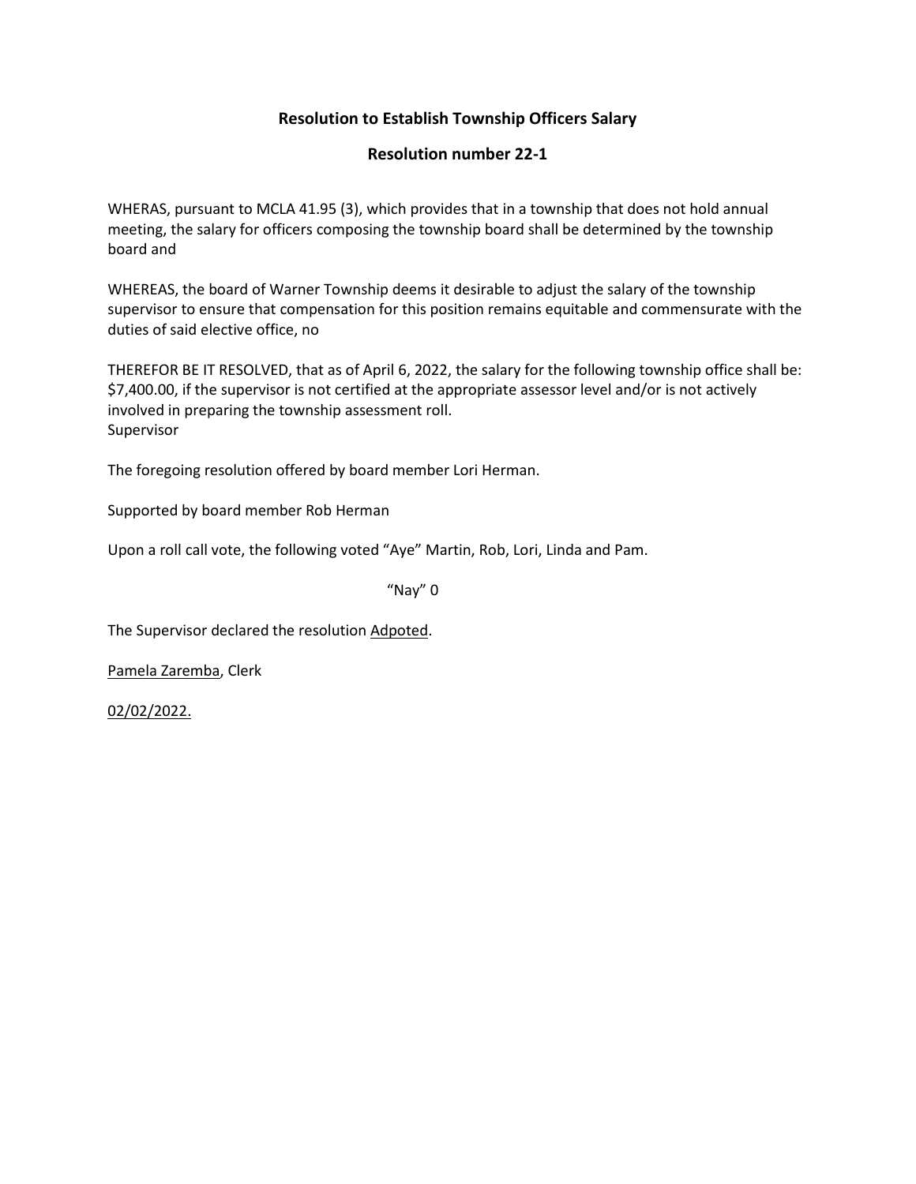# Resolution to Establish Township Officers Salary

## Resolution number 22-1

WHERAS, pursuant to MCLA 41.95 (3), which provides that in a township that does not hold annual meeting, the salary for officers composing the township board shall be determined by the township board and

WHEREAS, the board of Warner Township deems it desirable to adjust the salary of the township supervisor to ensure that compensation for this position remains equitable and commensurate with the duties of said elective office, no

THEREFOR BE IT RESOLVED, that as of April 6, 2022, the salary for the following township office shall be: $7,400.00, if the supervisor is not certified at the appropriate assessor level and/or is not actively involved in preparing the township assessment roll.
Supervisor

The foregoing resolution offered by board member Lori Herman.

Supported by board member Rob Herman

Upon a roll call vote, the following voted "Aye" Martin, Rob, Lori, Linda and Pam.

"Nay" 0

The Supervisor declared the resolution Adpoted.

Pamela Zaremba, Clerk

02/02/2022.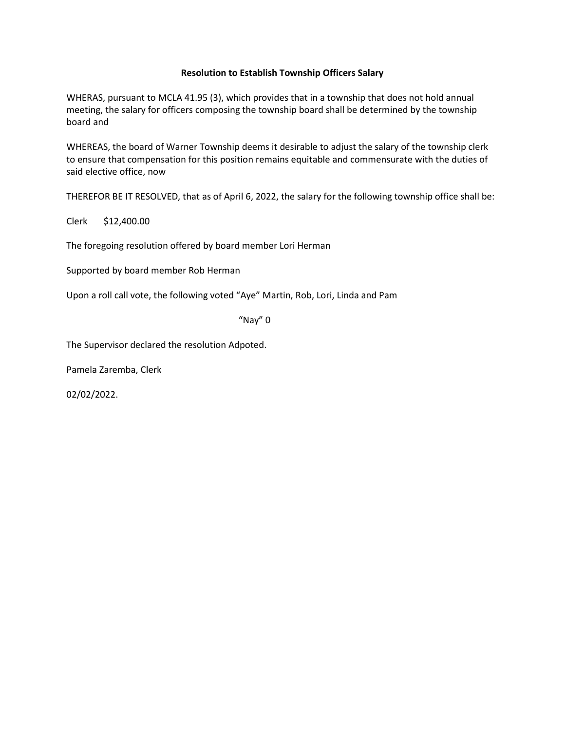**Resolution to Establish Township Officers Salary**

WHERAS, pursuant to MCLA 41.95 (3), which provides that in a township that does not hold annual meeting, the salary for officers composing the township board shall be determined by the township board and

WHEREAS, the board of Warner Township deems it desirable to adjust the salary of the township clerk to ensure that compensation for this position remains equitable and commensurate with the duties of said elective office, now

THEREFOR BE IT RESOLVED, that as of April 6, 2022, the salary for the following township office shall be:

Clerk $12,400.00

The foregoing resolution offered by board member Lori Herman

Supported by board member Rob Herman

Upon a roll call vote, the following voted "Aye" Martin, Rob, Lori, Linda and Pam

"Nay" 0

The Supervisor declared the resolution Adpoted.

Pamela Zaremba, Clerk

02/02/2022.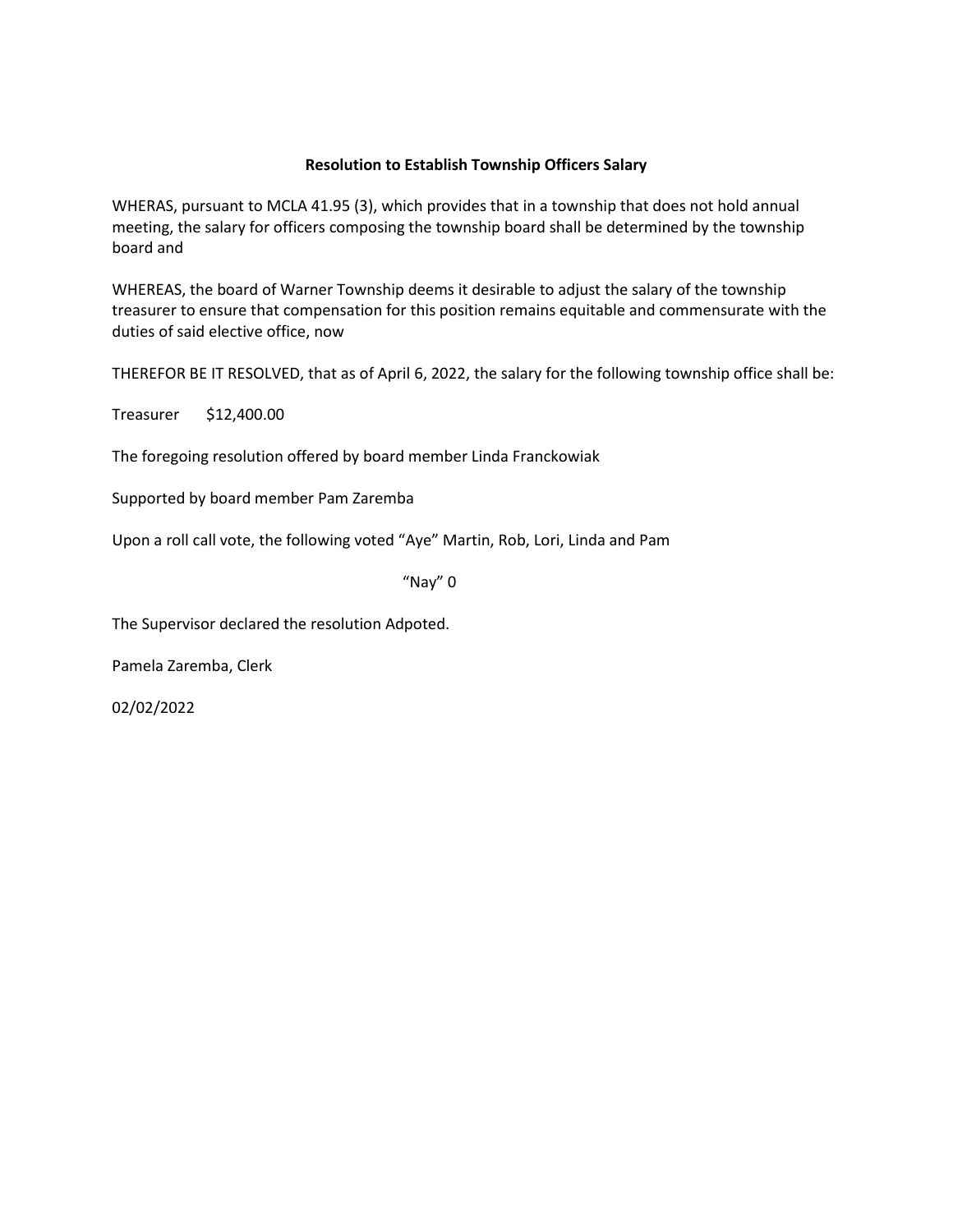**Resolution to Establish Township Officers Salary**

WHERAS, pursuant to MCLA 41.95 (3), which provides that in a township that does not hold annual meeting, the salary for officers composing the township board shall be determined by the township board and

WHEREAS, the board of Warner Township deems it desirable to adjust the salary of the township treasurer to ensure that compensation for this position remains equitable and commensurate with the duties of said elective office, now

THEREFOR BE IT RESOLVED, that as of April 6, 2022, the salary for the following township office shall be:

Treasurer $12,400.00

The foregoing resolution offered by board member Linda Franckowiak

Supported by board member Pam Zaremba

Upon a roll call vote, the following voted "Aye" Martin, Rob, Lori, Linda and Pam

"Nay" 0

The Supervisor declared the resolution Adpoted.

Pamela Zaremba, Clerk

02/02/2022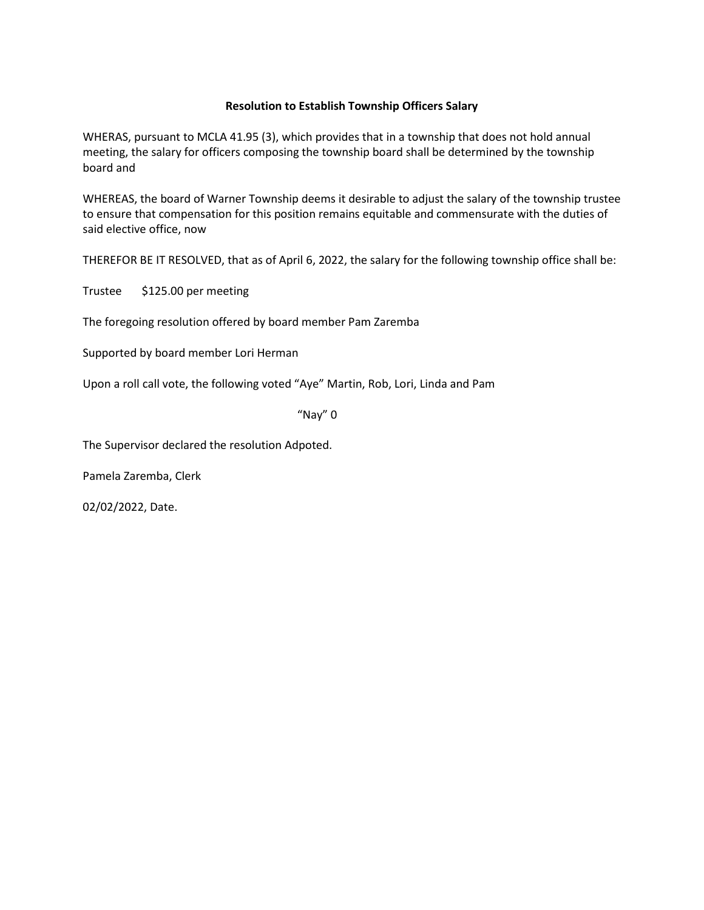**Resolution to Establish Township Officers Salary**

WHERAS, pursuant to MCLA 41.95 (3), which provides that in a township that does not hold annual meeting, the salary for officers composing the township board shall be determined by the township board and

WHEREAS, the board of Warner Township deems it desirable to adjust the salary of the township trustee to ensure that compensation for this position remains equitable and commensurate with the duties of said elective office, now

THEREFOR BE IT RESOLVED, that as of April 6, 2022, the salary for the following township office shall be:

Trustee $125.00 per meeting

The foregoing resolution offered by board member Pam Zaremba

Supported by board member Lori Herman

Upon a roll call vote, the following voted "Aye" Martin, Rob, Lori, Linda and Pam

"Nay" 0

The Supervisor declared the resolution Adpoted.

Pamela Zaremba, Clerk

02/02/2022, Date.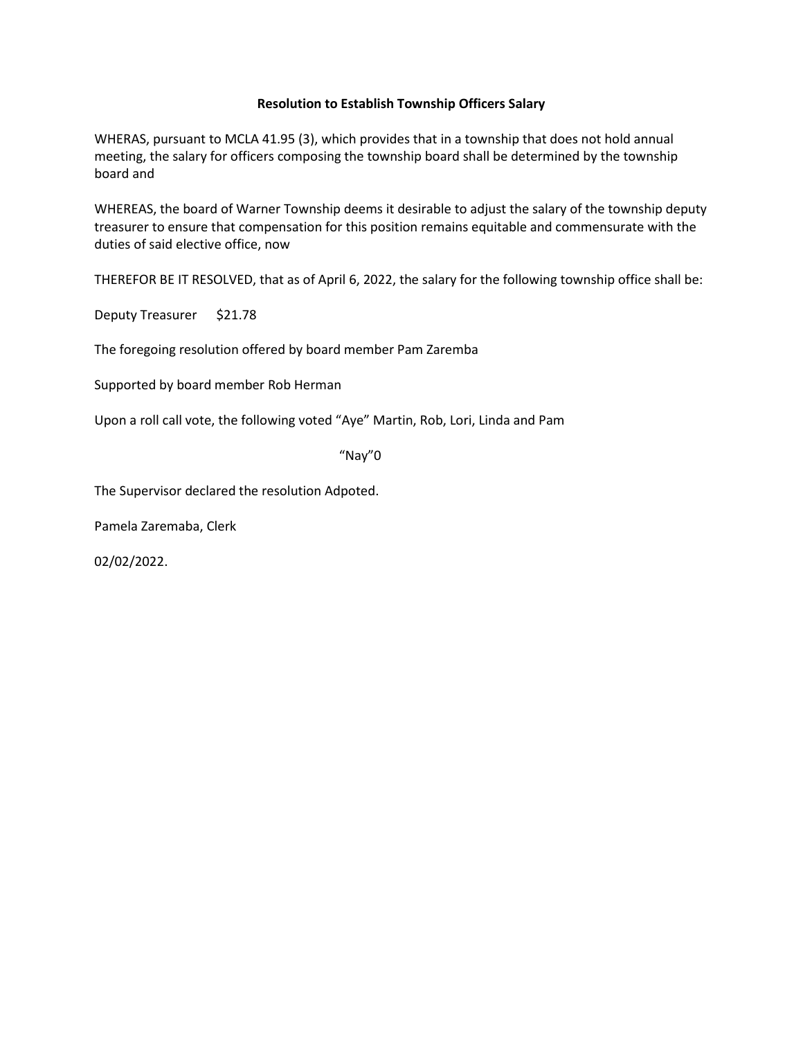**Resolution to Establish Township Officers Salary**

WHERAS, pursuant to MCLA 41.95 (3), which provides that in a township that does not hold annual meeting, the salary for officers composing the township board shall be determined by the township board and

WHEREAS, the board of Warner Township deems it desirable to adjust the salary of the township deputy treasurer to ensure that compensation for this position remains equitable and commensurate with the duties of said elective office, now

THEREFOR BE IT RESOLVED, that as of April 6, 2022, the salary for the following township office shall be:

Deputy Treasurer $21.78

The foregoing resolution offered by board member Pam Zaremba

Supported by board member Rob Herman

Upon a roll call vote, the following voted "Aye" Martin, Rob, Lori, Linda and Pam

"Nay"0

The Supervisor declared the resolution Adpoted.

Pamela Zaremaba, Clerk

02/02/2022.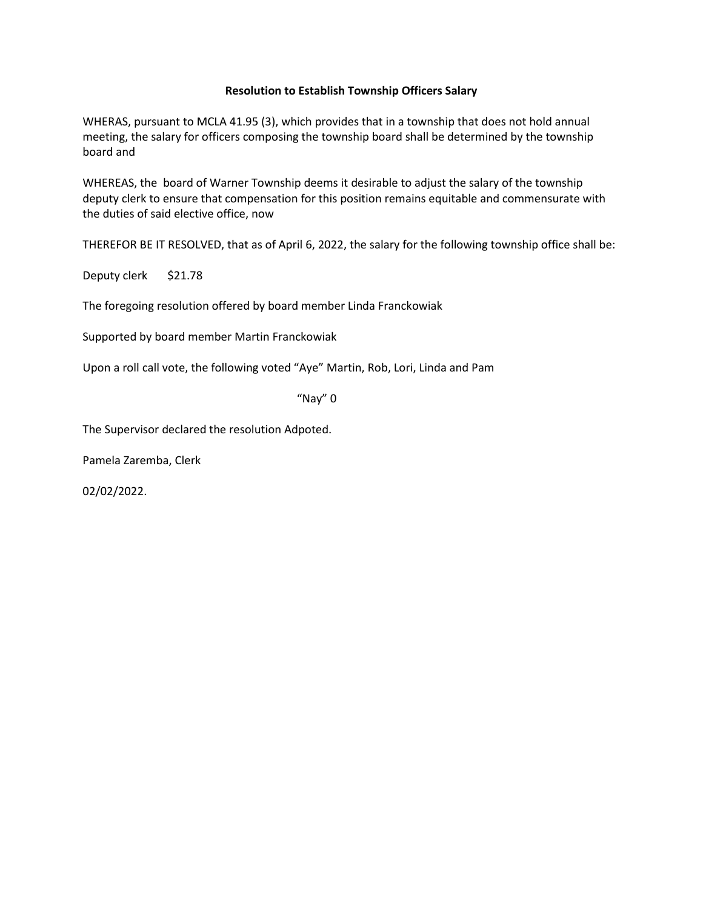**Resolution to Establish Township Officers Salary**

WHERAS, pursuant to MCLA 41.95 (3), which provides that in a township that does not hold annual meeting, the salary for officers composing the township board shall be determined by the township board and

WHEREAS, the board of Warner Township deems it desirable to adjust the salary of the township deputy clerk to ensure that compensation for this position remains equitable and commensurate with the duties of said elective office, now

THEREFOR BE IT RESOLVED, that as of April 6, 2022, the salary for the following township office shall be:

Deputy clerk $21.78

The foregoing resolution offered by board member Linda Franckowiak

Supported by board member Martin Franckowiak

Upon a roll call vote, the following voted "Aye" Martin, Rob, Lori, Linda and Pam

"Nay" 0

The Supervisor declared the resolution Adpoted.

Pamela Zaremba, Clerk

02/02/2022.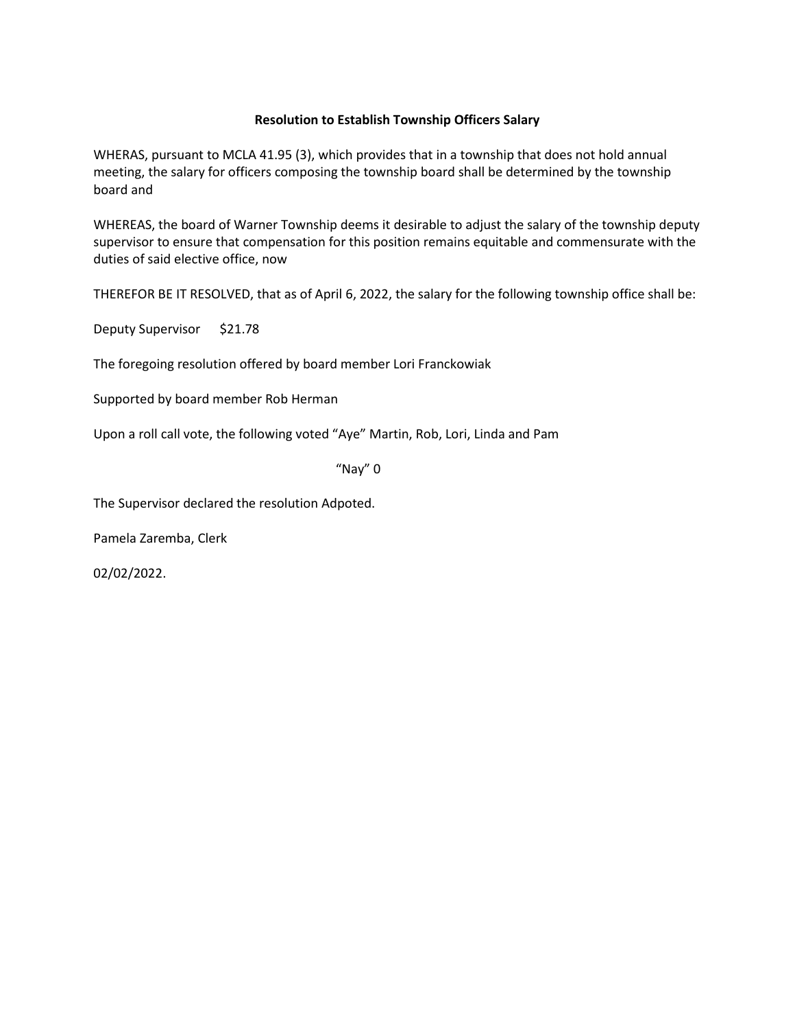**Resolution to Establish Township Officers Salary**

WHERAS, pursuant to MCLA 41.95 (3), which provides that in a township that does not hold annual meeting, the salary for officers composing the township board shall be determined by the township board and

WHEREAS, the board of Warner Township deems it desirable to adjust the salary of the township deputy supervisor to ensure that compensation for this position remains equitable and commensurate with the duties of said elective office, now

THEREFOR BE IT RESOLVED, that as of April 6, 2022, the salary for the following township office shall be:

Deputy Supervisor $21.78

The foregoing resolution offered by board member Lori Franckowiak

Supported by board member Rob Herman

Upon a roll call vote, the following voted "Aye" Martin, Rob, Lori, Linda and Pam

"Nay" 0

The Supervisor declared the resolution Adpoted.

Pamela Zaremba, Clerk

02/02/2022.